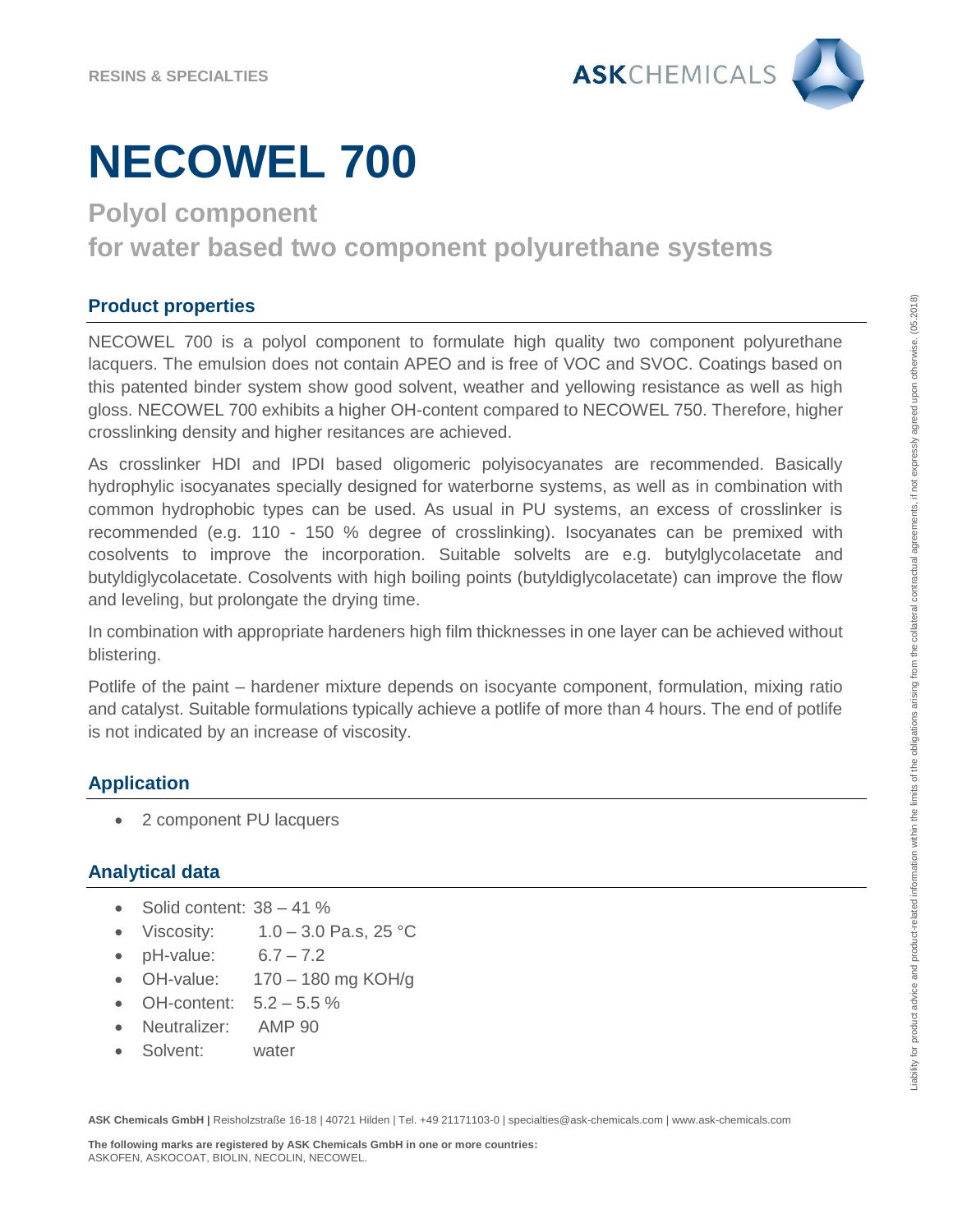RESINS & SPECIALTIES

# NECOWEL 700

## Polyol component for water based two component polyurethane systems

### Product properties

NECOWEL 700 is a polyol component to formulate high quality two component polyurethane lacquers. The emulsion does not contain APEO and is free of VOC and SVOC. Coatings based on this patented binder system show good solvent, weather and yellowing resistance as well as high gloss. NECOWEL 700 exhibits a higher OH-content compared to NECOWEL 750. Therefore, higher crosslinking density and higher resitances are achieved.

As crosslinker HDI and IPDI based oligomeric polyisocyanates are recommended. Basically hydrophylic isocyanates specially designed for waterborne systems, as well as in combination with common hydrophobic types can be used. As usual in PU systems, an excess of crosslinker is recommended (e.g. 110 - 150 % degree of crosslinking). Isocyanates can be premixed with cosolvents to improve the incorporation. Suitable solvelts are e.g. butylglycolacetate and butyldiglycolacetate. Cosolvents with high boiling points (butyldiglycolacetate) can improve the flow and leveling, but prolongate the drying time.

In combination with appropriate hardeners high film thicknesses in one layer can be achieved without blistering.

Potlife of the paint – hardener mixture depends on isocyante component, formulation, mixing ratio and catalyst. Suitable formulations typically achieve a potlife of more than 4 hours. The end of potlife is not indicated by an increase of viscosity.

### Application

- 2 component PU lacquers

### Analytical data

- Solid content: 38 – 41 %
- Viscosity: 1.0 – 3.0 Pa.s, 25 °C
- pH-value: 6.7 – 7.2
- OH-value: 170 – 180 mg KOH/g
- OH-content: 5.2 – 5.5 %
- Neutralizer: AMP 90
- Solvent: water

Liability for product advice and product-related information within the limits of the obligations arising from the collateral contractual agreements, if not expressly agreed upon otherwise. (05.2018)

**ASK Chemicals GmbH |** Reisholzstraße 16-18 | 40721 Hilden | Tel. +49 21171103-0 | specialties@ask-chemicals.com | www.ask-chemicals.com

**The following marks are registered by ASK Chemicals GmbH in one or more countries:**
ASKOFEN, ASKOCOAT, BIOLIN, NECOLIN, NECOWEL.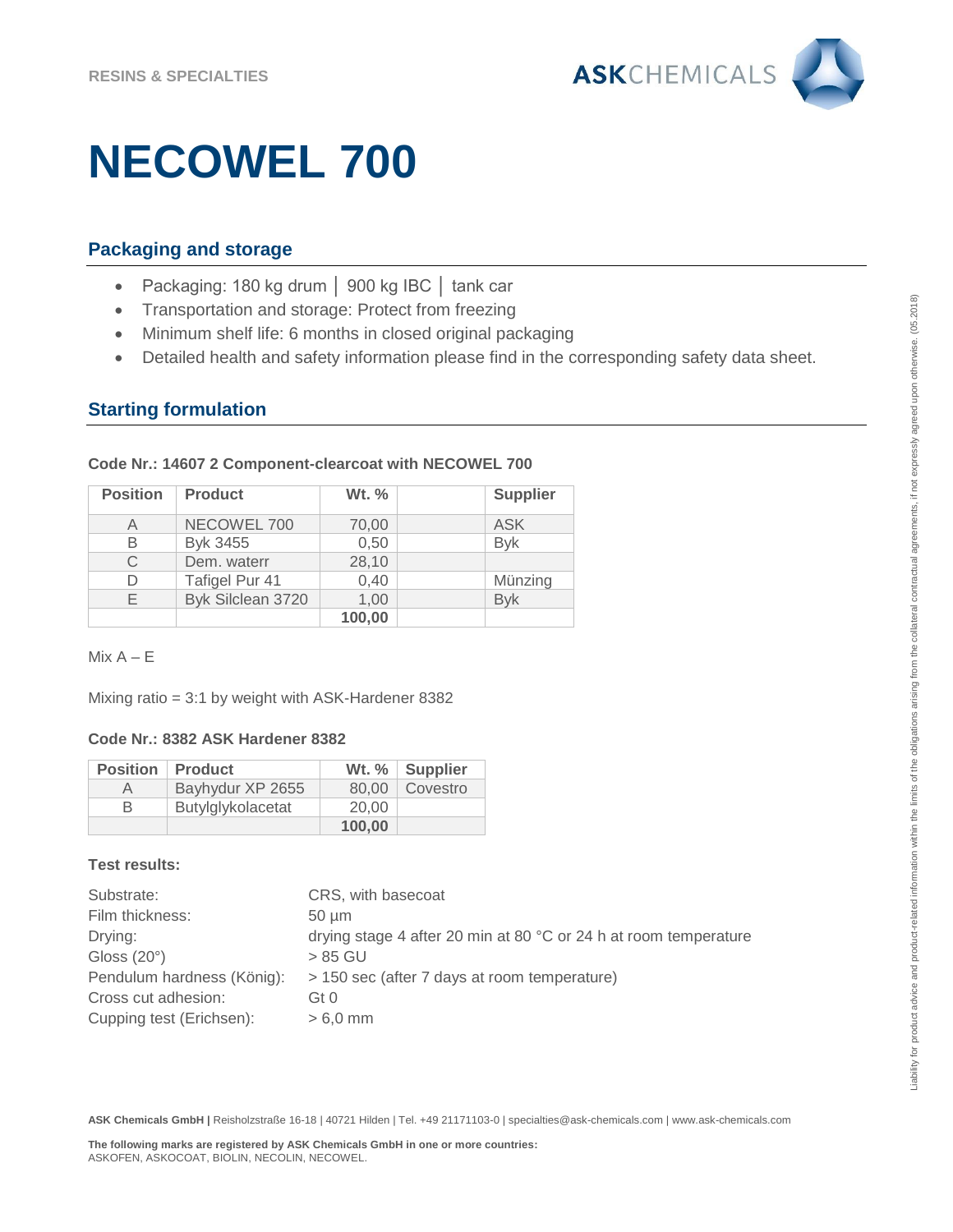# NECOWEL 700

## Packaging and storage

- Packaging: 180 kg drum │ 900 kg IBC │ tank car
- Transportation and storage: Protect from freezing
- Minimum shelf life: 6 months in closed original packaging
- Detailed health and safety information please find in the corresponding safety data sheet.

## Starting formulation

**Code Nr.: 14607 2 Component-clearcoat with NECOWEL 700**

| Position | Product | Wt. % | | Supplier |
|---|---|---|---|---|
| A | NECOWEL 700 | 70,00 | | ASK |
| B | Byk 3455 | 0,50 | | Byk |
| C | Dem. waterr | 28,10 | | |
| D | Tafigel Pur 41 | 0,40 | | Münzing |
| E | Byk Silclean 3720 | 1,00 | | Byk |
| | | **100,00** | | |

Mix A – E

Mixing ratio = 3:1 by weight with ASK-Hardener 8382

**Code Nr.: 8382 ASK Hardener 8382**

| Position | Product | Wt. % | Supplier |
|---|---|---|---|
| A | Bayhydur XP 2655 | 80,00 | Covestro |
| B | Butylglykolacetat | 20,00 | |
| | | **100,00** | |

**Test results:**

| | |
|---|---|
| Substrate: | CRS, with basecoat |
| Film thickness: | 50 µm |
| Drying: | drying stage 4 after 20 min at 80 °C or 24 h at room temperature |
| Gloss (20°) | > 85 GU |
| Pendulum hardness (König): | > 150 sec (after 7 days at room temperature) |
| Cross cut adhesion: | Gt 0 |
| Cupping test (Erichsen): | > 6,0 mm |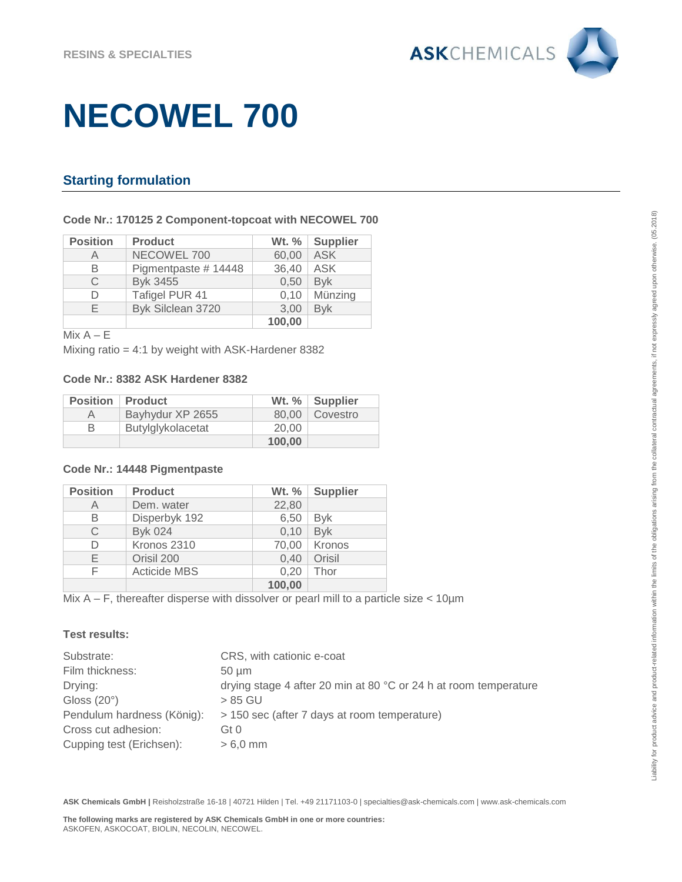RESINS & SPECIALTIES

# NECOWEL 700

## Starting formulation

**Code Nr.: 170125 2 Component-topcoat with NECOWEL 700**

| Position | Product | Wt. % | Supplier |
|---|---|---|---|
| A | NECOWEL 700 | 60,00 | ASK |
| B | Pigmentpaste # 14448 | 36,40 | ASK |
| C | Byk 3455 | 0,50 | Byk |
| D | Tafigel PUR 41 | 0,10 | Münzing |
| E | Byk Silclean 3720 | 3,00 | Byk |
| | | **100,00** | |

Mix A – E

Mixing ratio = 4:1 by weight with ASK-Hardener 8382

**Code Nr.: 8382 ASK Hardener 8382**

| Position | Product | Wt. % | Supplier |
|---|---|---|---|
| A | Bayhydur XP 2655 | 80,00 | Covestro |
| B | Butylglykolacetat | 20,00 | |
| | | **100,00** | |

**Code Nr.: 14448 Pigmentpaste**

| Position | Product | Wt. % | Supplier |
|---|---|---|---|
| A | Dem. water | 22,80 | |
| B | Disperbyk 192 | 6,50 | Byk |
| C | Byk 024 | 0,10 | Byk |
| D | Kronos 2310 | 70,00 | Kronos |
| E | Orisil 200 | 0,40 | Orisil |
| F | Acticide MBS | 0,20 | Thor |
| | | **100,00** | |

Mix A – F, thereafter disperse with dissolver or pearl mill to a particle size < 10µm

**Test results:**

| | |
|---|---|
| Substrate: | CRS, with cationic e-coat |
| Film thickness: | 50 µm |
| Drying: | drying stage 4 after 20 min at 80 °C or 24 h at room temperature |
| Gloss (20°) | > 85 GU |
| Pendulum hardness (König): | > 150 sec (after 7 days at room temperature) |
| Cross cut adhesion: | Gt 0 |
| Cupping test (Erichsen): | > 6,0 mm |

Liability for product advice and product-related information within the limits of the obligations arising from the collateral contractual agreements, if not expressly agreed upon otherwise. (05.2018)

**ASK Chemicals GmbH |** Reisholzstraße 16-18 | 40721 Hilden | Tel. +49 21171103-0 | specialties@ask-chemicals.com | www.ask-chemicals.com

**The following marks are registered by ASK Chemicals GmbH in one or more countries:**
ASKOFEN, ASKOCOAT, BIOLIN, NECOLIN, NECOWEL.